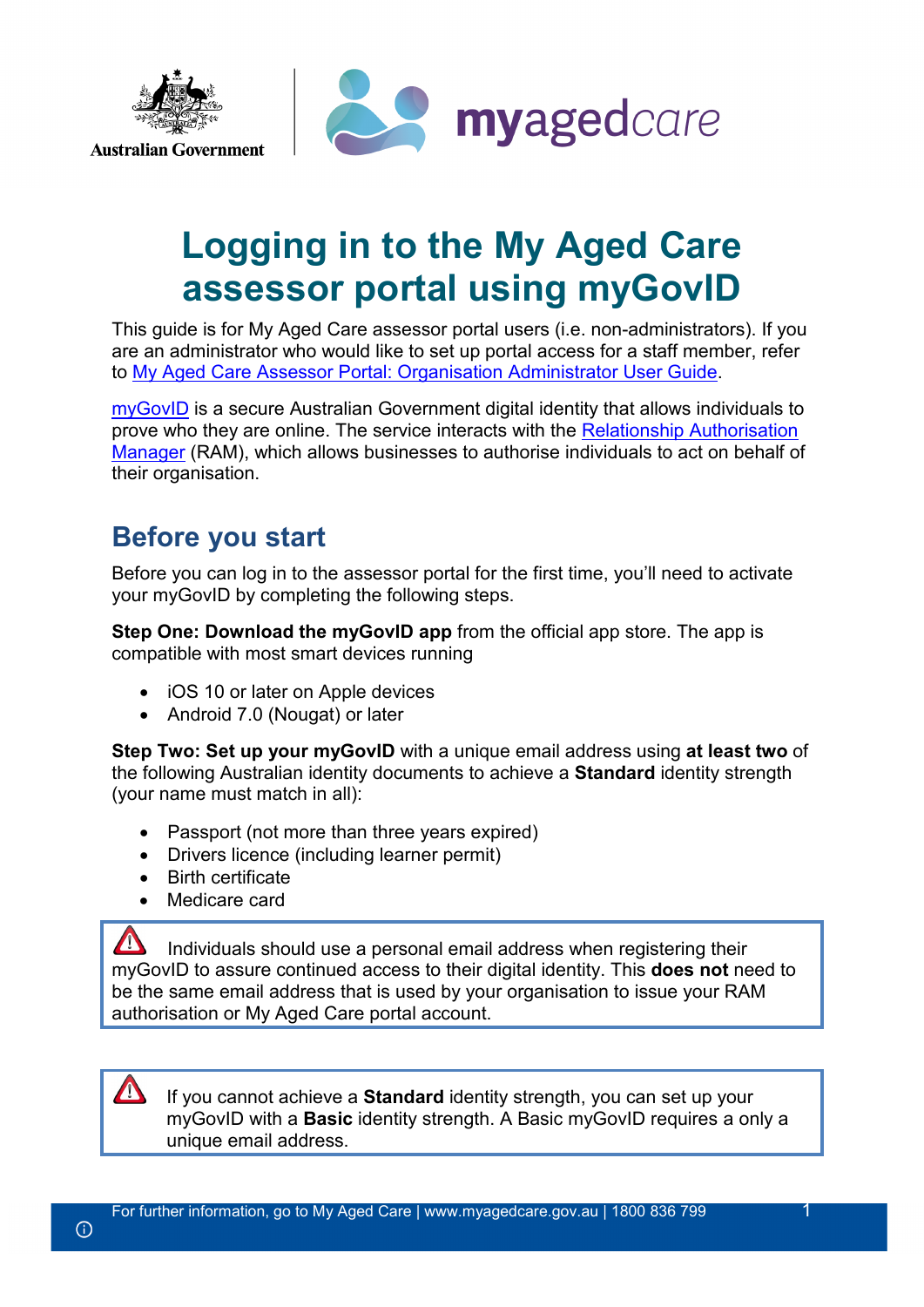# Logging in to the My Aged Care assessor portal using myGovID

This guide is for My Aged Care assessor portal users (i.e. non-administrators). If you are an administrator who would like to set up portal access for a staff member, refer to My Aged Care Assessor Portal: Organisation Administrator User Guide.

myGovID is a secure Australian Government digital identity that allows individuals to prove who they are online. The service interacts with the Relationship Authorisation Manager (RAM), which allows businesses to authorise individuals to act on behalf of their organisation.

## Before you start

Before you can log in to the assessor portal for the first time, you'll need to activate your myGovID by completing the following steps.

**Step One: Download the myGovID app** from the official app store. The app is compatible with most smart devices running

- iOS 10 or later on Apple devices
- Android 7.0 (Nougat) or later

**Step Two: Set up your myGovID** with a unique email address using **at least two** of the following Australian identity documents to achieve a **Standard** identity strength (your name must match in all):

- Passport (not more than three years expired)
- Drivers licence (including learner permit)
- Birth certificate
- Medicare card

> ⚠ Individuals should use a personal email address when registering their myGovID to assure continued access to their digital identity. This **does not** need to be the same email address that is used by your organisation to issue your RAM authorisation or My Aged Care portal account.

> ⚠ If you cannot achieve a **Standard** identity strength, you can set up your myGovID with a **Basic** identity strength. A Basic myGovID requires a only a unique email address.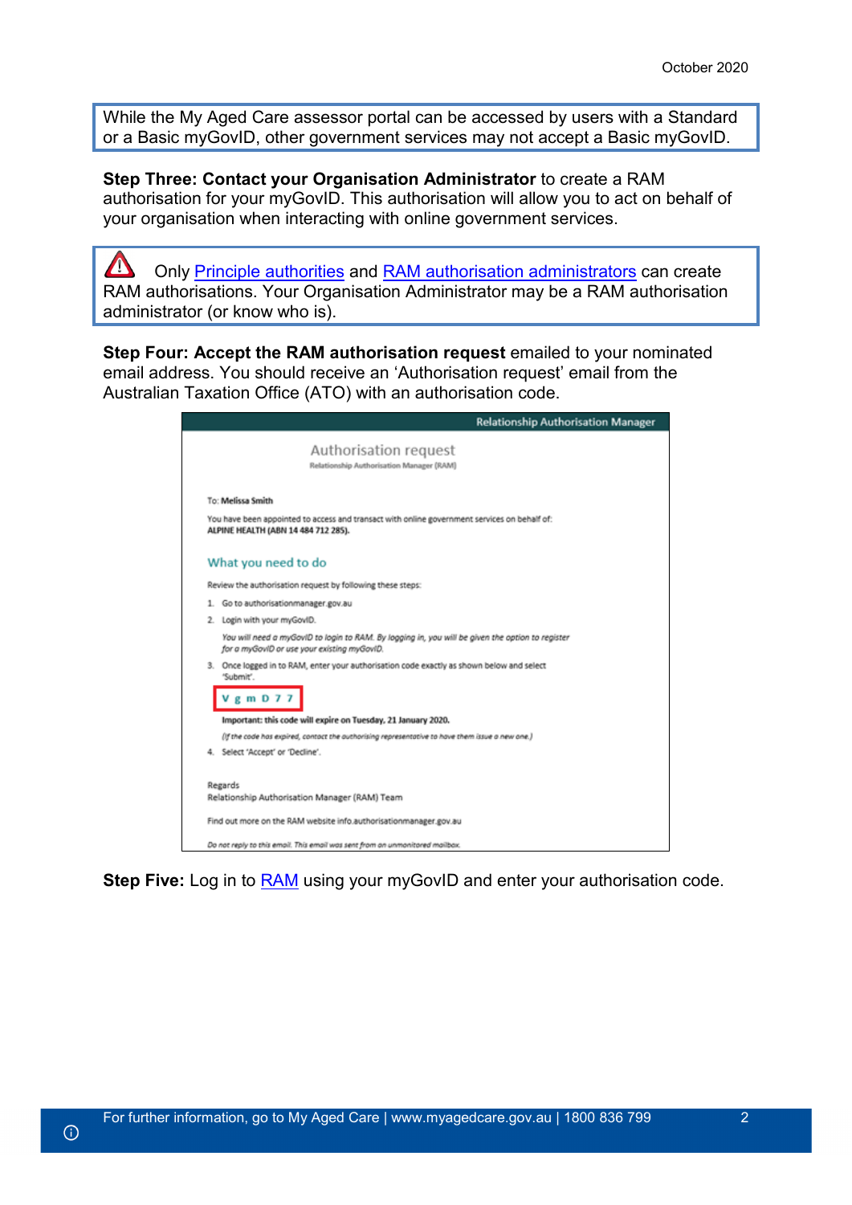While the My Aged Care assessor portal can be accessed by users with a Standard or a Basic myGovID, other government services may not accept a Basic myGovID.

**Step Three: Contact your Organisation Administrator** to create a RAM authorisation for your myGovID. This authorisation will allow you to act on behalf of your organisation when interacting with online government services.

⚠ Only Principle authorities and RAM authorisation administrators can create RAM authorisations. Your Organisation Administrator may be a RAM authorisation administrator (or know who is).

**Step Four: Accept the RAM authorisation request** emailed to your nominated email address. You should receive an 'Authorisation request' email from the Australian Taxation Office (ATO) with an authorisation code.

Relationship Authorisation Manager

Authorisation request
Relationship Authorisation Manager (RAM)

To: **Melissa Smith**

You have been appointed to access and transact with online government services on behalf of:
**ALPINE HEALTH (ABN 14 484 712 285).**

What you need to do

Review the authorisation request by following these steps:

1. Go to authorisationmanager.gov.au
2. Login with your myGovID.

   *You will need a myGovID to login to RAM. By logging in, you will be given the option to register for a myGovID or use your existing myGovID.*

3. Once logged in to RAM, enter your authorisation code exactly as shown below and select 'Submit'.

   V g m D 7 7

   **Important: this code will expire on Tuesday, 21 January 2020.**

   *(If the code has expired, contact the authorising representative to have them issue a new one.)*

4. Select 'Accept' or 'Decline'.

Regards
Relationship Authorisation Manager (RAM) Team

Find out more on the RAM website info.authorisationmanager.gov.au

*Do not reply to this email. This email was sent from an unmonitored mailbox.*

**Step Five:** Log in to RAM using your myGovID and enter your authorisation code.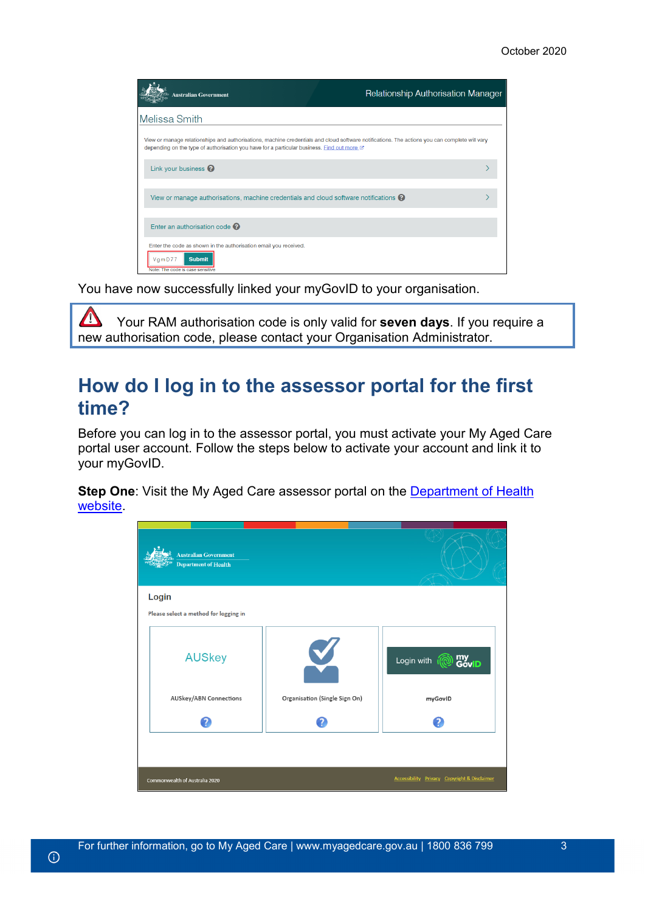You have now successfully linked your myGovID to your organisation.

> Your RAM authorisation code is only valid for **seven days**. If you require a new authorisation code, please contact your Organisation Administrator.

## How do I log in to the assessor portal for the first time?

Before you can log in to the assessor portal, you must activate your My Aged Care portal user account. Follow the steps below to activate your account and link it to your myGovID.

**Step One**: Visit the My Aged Care assessor portal on the [Department of Health website](website).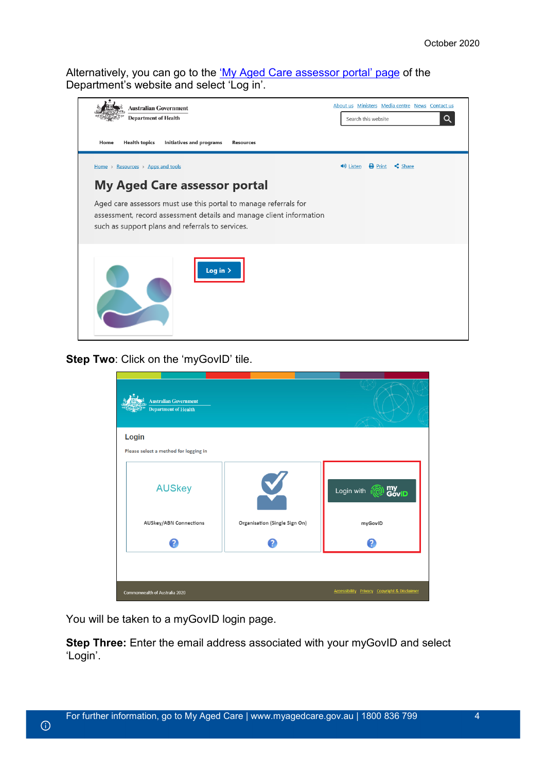Alternatively, you can go to the [‘My Aged Care assessor portal’ page]() of the Department’s website and select ‘Log in’.

**Step Two**: Click on the ‘myGovID’ tile.

You will be taken to a myGovID login page.

**Step Three:** Enter the email address associated with your myGovID and select ‘Login’.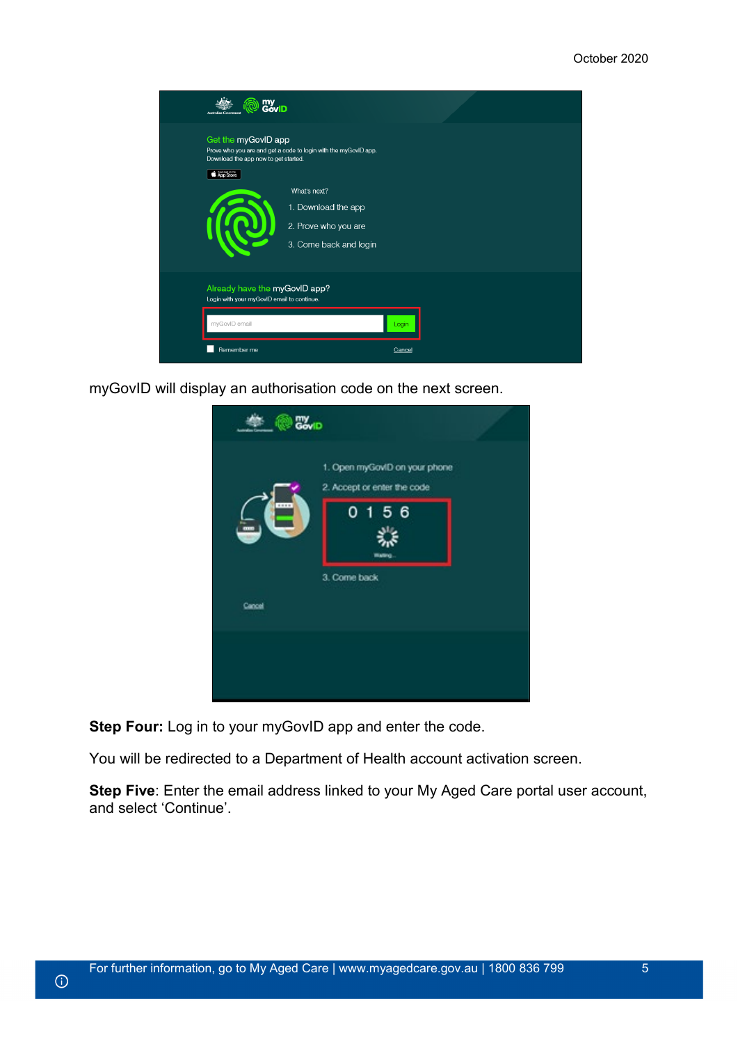myGovID will display an authorisation code on the next screen.

**Step Four:** Log in to your myGovID app and enter the code.

You will be redirected to a Department of Health account activation screen.

**Step Five**: Enter the email address linked to your My Aged Care portal user account, and select ‘Continue’.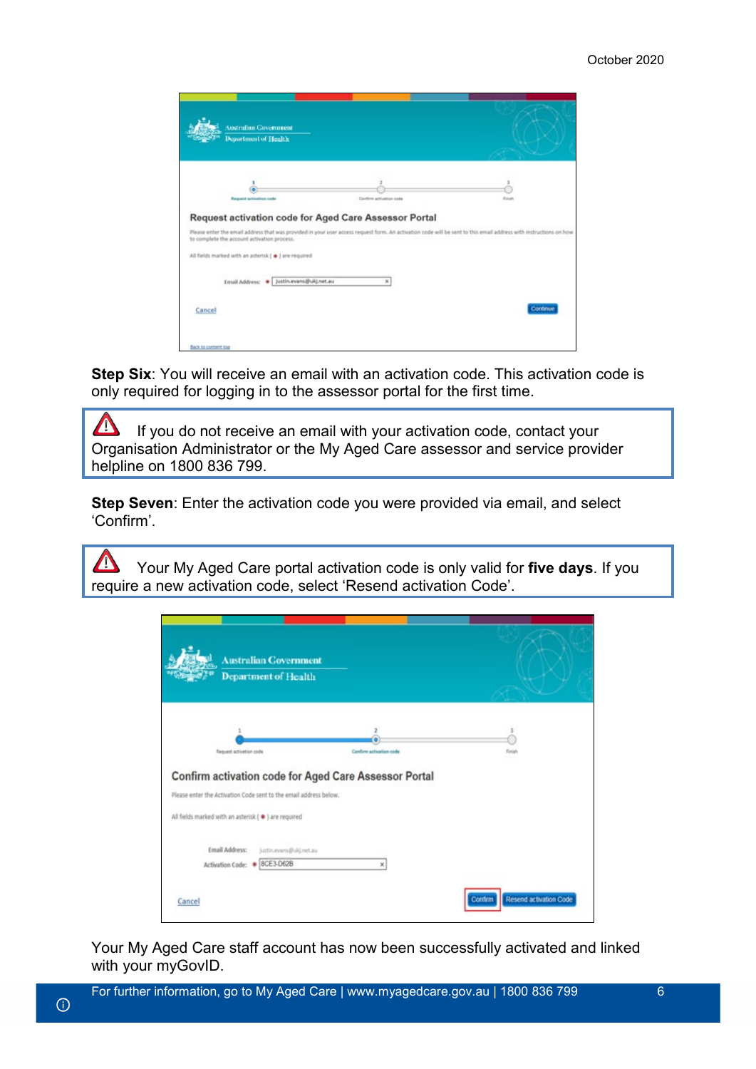**Step Six**: You will receive an email with an activation code. This activation code is only required for logging in to the assessor portal for the first time.

> If you do not receive an email with your activation code, contact your Organisation Administrator or the My Aged Care assessor and service provider helpline on 1800 836 799.

**Step Seven**: Enter the activation code you were provided via email, and select 'Confirm'.

> Your My Aged Care portal activation code is only valid for **five days**. If you require a new activation code, select 'Resend activation Code'.

Your My Aged Care staff account has now been successfully activated and linked with your myGovID.

For further information, go to My Aged Care | www.myagedcare.gov.au | 1800 836 799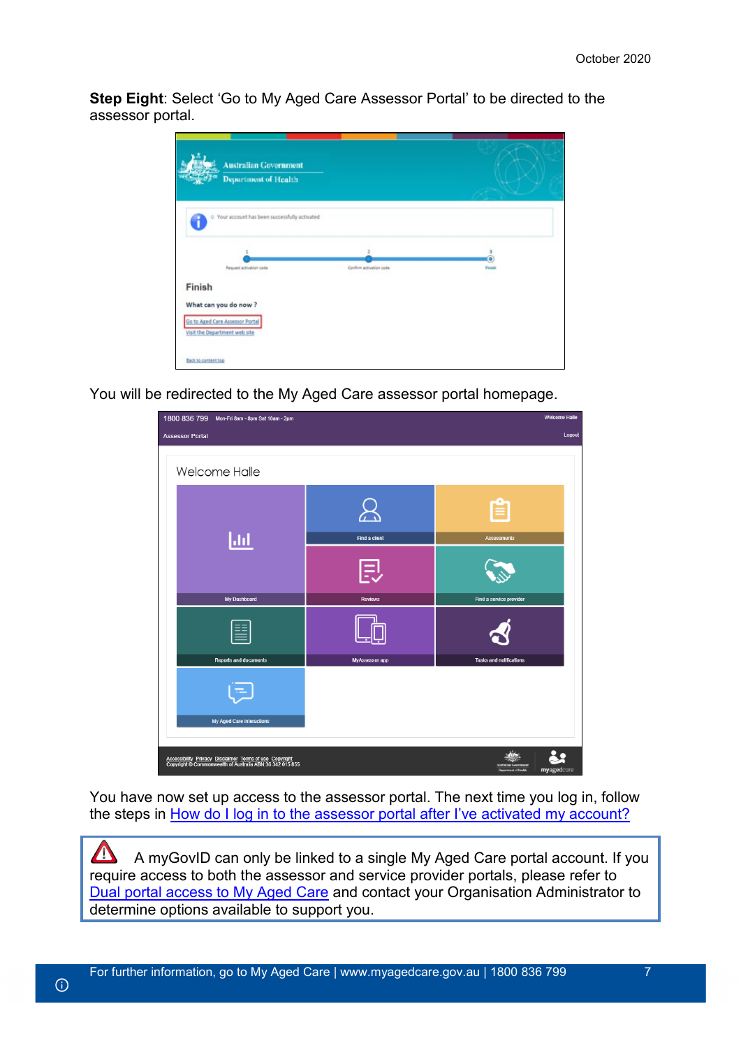**Step Eight**: Select 'Go to My Aged Care Assessor Portal' to be directed to the assessor portal.

You will be redirected to the My Aged Care assessor portal homepage.

You have now set up access to the assessor portal. The next time you log in, follow the steps in How do I log in to the assessor portal after I've activated my account?

A myGovID can only be linked to a single My Aged Care portal account. If you require access to both the assessor and service provider portals, please refer to Dual portal access to My Aged Care and contact your Organisation Administrator to determine options available to support you.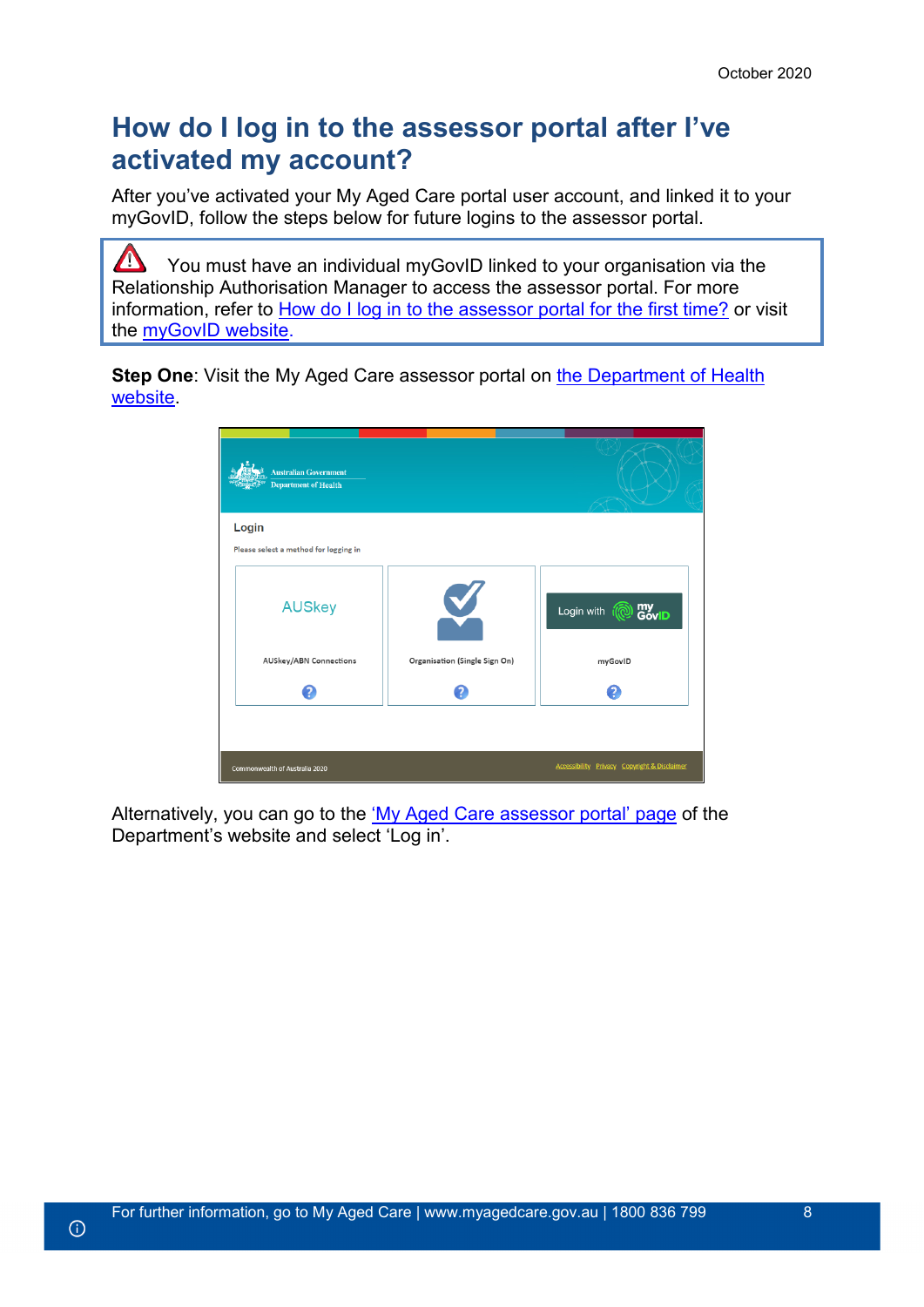# How do I log in to the assessor portal after I've activated my account?

After you've activated your My Aged Care portal user account, and linked it to your myGovID, follow the steps below for future logins to the assessor portal.

> You must have an individual myGovID linked to your organisation via the Relationship Authorisation Manager to access the assessor portal. For more information, refer to How do I log in to the assessor portal for the first time? or visit the myGovID website.

**Step One**: Visit the My Aged Care assessor portal on the Department of Health website.

Alternatively, you can go to the 'My Aged Care assessor portal' page of the Department's website and select 'Log in'.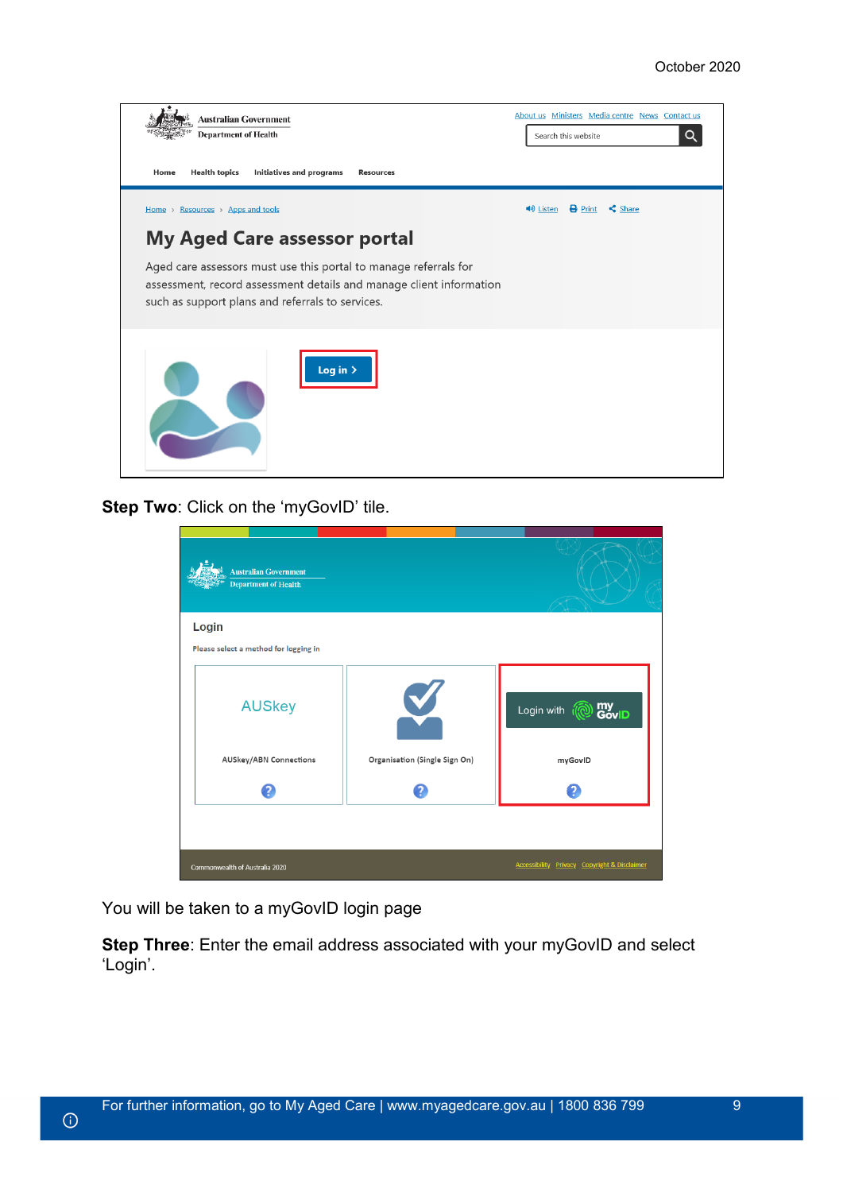**Step Two**: Click on the 'myGovID' tile.

You will be taken to a myGovID login page

**Step Three**: Enter the email address associated with your myGovID and select 'Login'.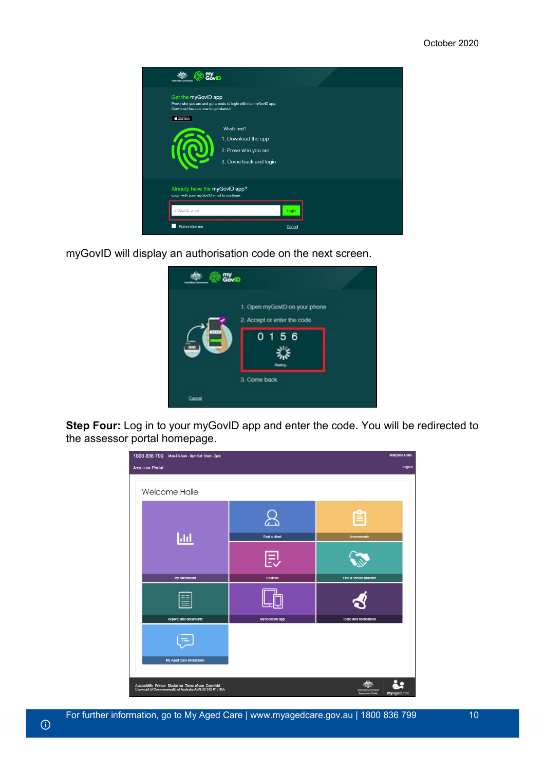myGovID will display an authorisation code on the next screen.

**Step Four:** Log in to your myGovID app and enter the code. You will be redirected to the assessor portal homepage.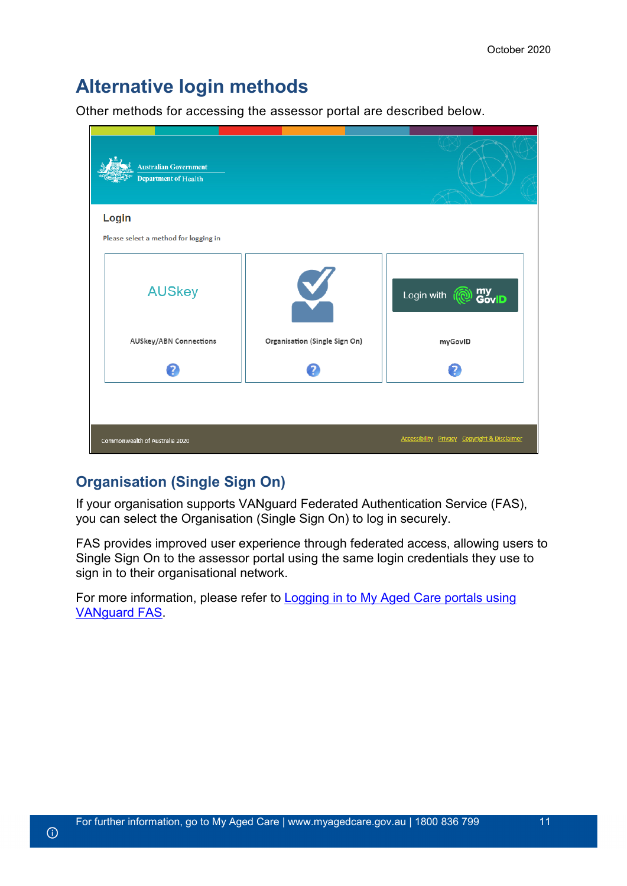# Alternative login methods

Other methods for accessing the assessor portal are described below.

Login

Please select a method for logging in

AUSkey

AUSkey/ABN Connections

Organisation (Single Sign On)

Login with myGovID

myGovID

Commonwealth of Australia 2020

Accessibility Privacy Copyright & Disclaimer

## Organisation (Single Sign On)

If your organisation supports VANguard Federated Authentication Service (FAS), you can select the Organisation (Single Sign On) to log in securely.

FAS provides improved user experience through federated access, allowing users to Single Sign On to the assessor portal using the same login credentials they use to sign in to their organisational network.

For more information, please refer to Logging in to My Aged Care portals using VANguard FAS.